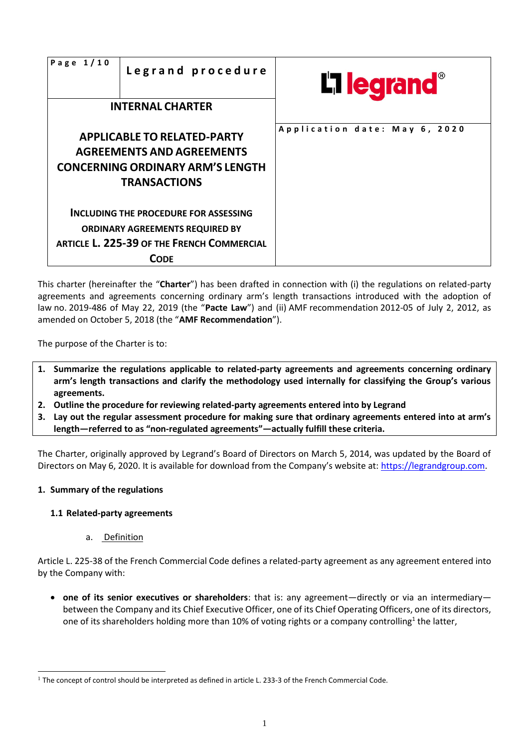| Legrand procedure | legrand® |
|---|---|
| **INTERNAL CHARTER** | Application date: May 6, 2020 |
| **APPLICABLE TO RELATED-PARTY AGREEMENTS AND AGREEMENTS CONCERNING ORDINARY ARM'S LENGTH TRANSACTIONS** | |
| **INCLUDING THE PROCEDURE FOR ASSESSING ORDINARY AGREEMENTS REQUIRED BY ARTICLE L. 225-39 OF THE FRENCH COMMERCIAL CODE** | |

This charter (hereinafter the "**Charter**") has been drafted in connection with (i) the regulations on related-party agreements and agreements concerning ordinary arm's length transactions introduced with the adoption of law no. 2019-486 of May 22, 2019 (the "**Pacte Law**") and (ii) AMF recommendation 2012-05 of July 2, 2012, as amended on October 5, 2018 (the "**AMF Recommendation**").

The purpose of the Charter is to:

1. **Summarize the regulations applicable to related-party agreements and agreements concerning ordinary arm's length transactions and clarify the methodology used internally for classifying the Group's various agreements.**
2. **Outline the procedure for reviewing related-party agreements entered into by Legrand**
3. **Lay out the regular assessment procedure for making sure that ordinary agreements entered into at arm's length—referred to as "non-regulated agreements"—actually fulfill these criteria.**

The Charter, originally approved by Legrand's Board of Directors on March 5, 2014, was updated by the Board of Directors on May 6, 2020. It is available for download from the Company's website at: https://legrandgroup.com.

## 1. Summary of the regulations

### 1.1 Related-party agreements

#### a. Definition

Article L. 225-38 of the French Commercial Code defines a related-party agreement as any agreement entered into by the Company with:

- **one of its senior executives or shareholders**: that is: any agreement—directly or via an intermediary—between the Company and its Chief Executive Officer, one of its Chief Operating Officers, one of its directors, one of its shareholders holding more than 10% of voting rights or a company controlling[1] the latter,

[1] The concept of control should be interpreted as defined in article L. 233-3 of the French Commercial Code.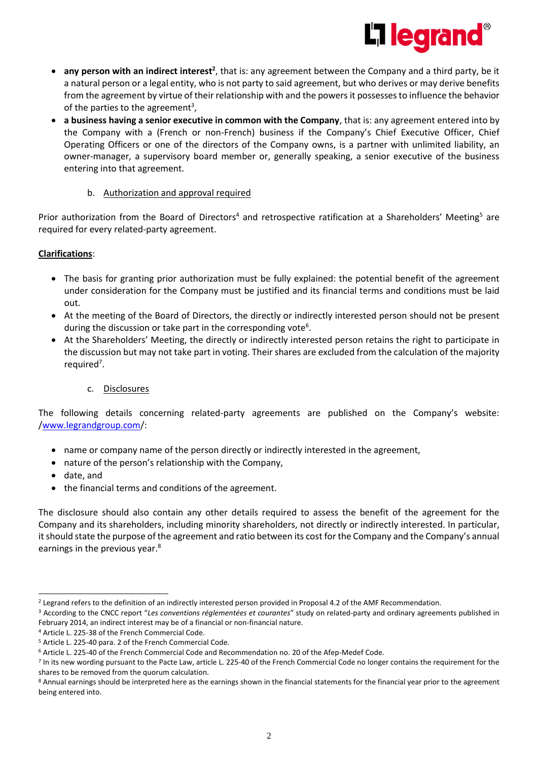- **any person with an indirect interest**[2], that is: any agreement between the Company and a third party, be it a natural person or a legal entity, who is not party to said agreement, but who derives or may derive benefits from the agreement by virtue of their relationship with and the powers it possesses to influence the behavior of the parties to the agreement[3],
- **a business having a senior executive in common with the Company**, that is: any agreement entered into by the Company with a (French or non-French) business if the Company's Chief Executive Officer, Chief Operating Officers or one of the directors of the Company owns, is a partner with unlimited liability, an owner-manager, a supervisory board member or, generally speaking, a senior executive of the business entering into that agreement.

### b. Authorization and approval required

Prior authorization from the Board of Directors[4] and retrospective ratification at a Shareholders' Meeting[5] are required for every related-party agreement.

**Clarifications**:

- The basis for granting prior authorization must be fully explained: the potential benefit of the agreement under consideration for the Company must be justified and its financial terms and conditions must be laid out.
- At the meeting of the Board of Directors, the directly or indirectly interested person should not be present during the discussion or take part in the corresponding vote[6].
- At the Shareholders' Meeting, the directly or indirectly interested person retains the right to participate in the discussion but may not take part in voting. Their shares are excluded from the calculation of the majority required[7].

### c. Disclosures

The following details concerning related-party agreements are published on the Company's website: /www.legrandgroup.com/:

- name or company name of the person directly or indirectly interested in the agreement,
- nature of the person's relationship with the Company,
- date, and
- the financial terms and conditions of the agreement.

The disclosure should also contain any other details required to assess the benefit of the agreement for the Company and its shareholders, including minority shareholders, not directly or indirectly interested. In particular, it should state the purpose of the agreement and ratio between its cost for the Company and the Company's annual earnings in the previous year.[8]

---

[2] Legrand refers to the definition of an indirectly interested person provided in Proposal 4.2 of the AMF Recommendation.

[3] According to the CNCC report "*Les conventions réglementées et courantes*" study on related-party and ordinary agreements published in February 2014, an indirect interest may be of a financial or non-financial nature.

[4] Article L. 225-38 of the French Commercial Code.

[5] Article L. 225-40 para. 2 of the French Commercial Code.

[6] Article L. 225-40 of the French Commercial Code and Recommendation no. 20 of the Afep-Medef Code.

[7] In its new wording pursuant to the Pacte Law, article L. 225-40 of the French Commercial Code no longer contains the requirement for the shares to be removed from the quorum calculation.

[8] Annual earnings should be interpreted here as the earnings shown in the financial statements for the financial year prior to the agreement being entered into.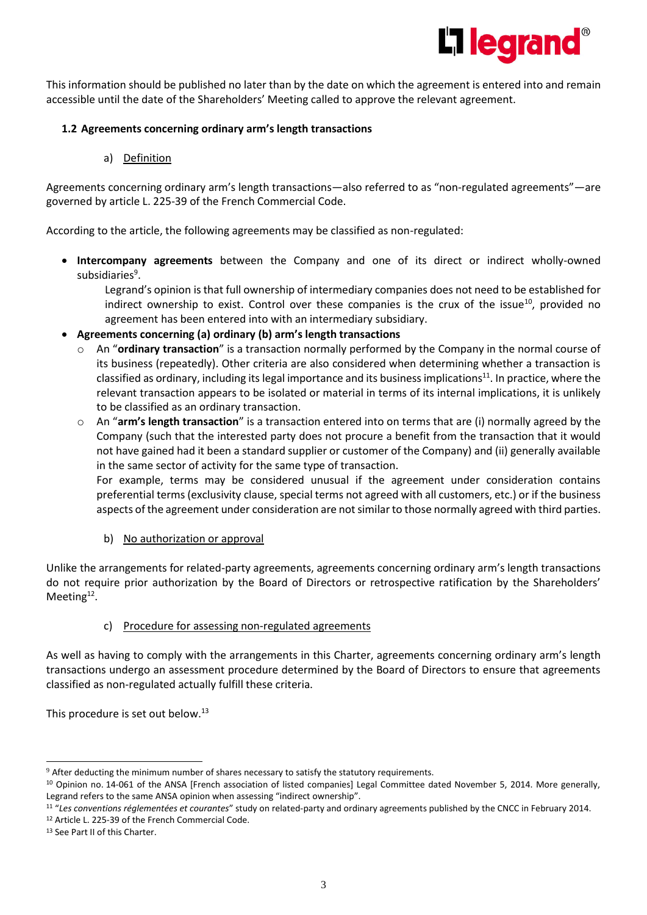This information should be published no later than by the date on which the agreement is entered into and remain accessible until the date of the Shareholders' Meeting called to approve the relevant agreement.

### 1.2 Agreements concerning ordinary arm's length transactions

#### a) Definition

Agreements concerning ordinary arm's length transactions—also referred to as "non-regulated agreements"—are governed by article L. 225-39 of the French Commercial Code.

According to the article, the following agreements may be classified as non-regulated:

- **Intercompany agreements** between the Company and one of its direct or indirect wholly-owned subsidiaries[9].

  Legrand's opinion is that full ownership of intermediary companies does not need to be established for indirect ownership to exist. Control over these companies is the crux of the issue[10], provided no agreement has been entered into with an intermediary subsidiary.
- **Agreements concerning (a) ordinary (b) arm's length transactions**
  - An "**ordinary transaction**" is a transaction normally performed by the Company in the normal course of its business (repeatedly). Other criteria are also considered when determining whether a transaction is classified as ordinary, including its legal importance and its business implications[11]. In practice, where the relevant transaction appears to be isolated or material in terms of its internal implications, it is unlikely to be classified as an ordinary transaction.
  - An "**arm's length transaction**" is a transaction entered into on terms that are (i) normally agreed by the Company (such that the interested party does not procure a benefit from the transaction that it would not have gained had it been a standard supplier or customer of the Company) and (ii) generally available in the same sector of activity for the same type of transaction.

    For example, terms may be considered unusual if the agreement under consideration contains preferential terms (exclusivity clause, special terms not agreed with all customers, etc.) or if the business aspects of the agreement under consideration are not similar to those normally agreed with third parties.

#### b) No authorization or approval

Unlike the arrangements for related-party agreements, agreements concerning ordinary arm's length transactions do not require prior authorization by the Board of Directors or retrospective ratification by the Shareholders' Meeting[12].

#### c) Procedure for assessing non-regulated agreements

As well as having to comply with the arrangements in this Charter, agreements concerning ordinary arm's length transactions undergo an assessment procedure determined by the Board of Directors to ensure that agreements classified as non-regulated actually fulfill these criteria.

This procedure is set out below.[13]

---

[9] After deducting the minimum number of shares necessary to satisfy the statutory requirements.

[10] Opinion no. 14-061 of the ANSA [French association of listed companies] Legal Committee dated November 5, 2014. More generally, Legrand refers to the same ANSA opinion when assessing "indirect ownership".

[11] "*Les conventions réglementées et courantes*" study on related-party and ordinary agreements published by the CNCC in February 2014.

[12] Article L. 225-39 of the French Commercial Code.

[13] See Part II of this Charter.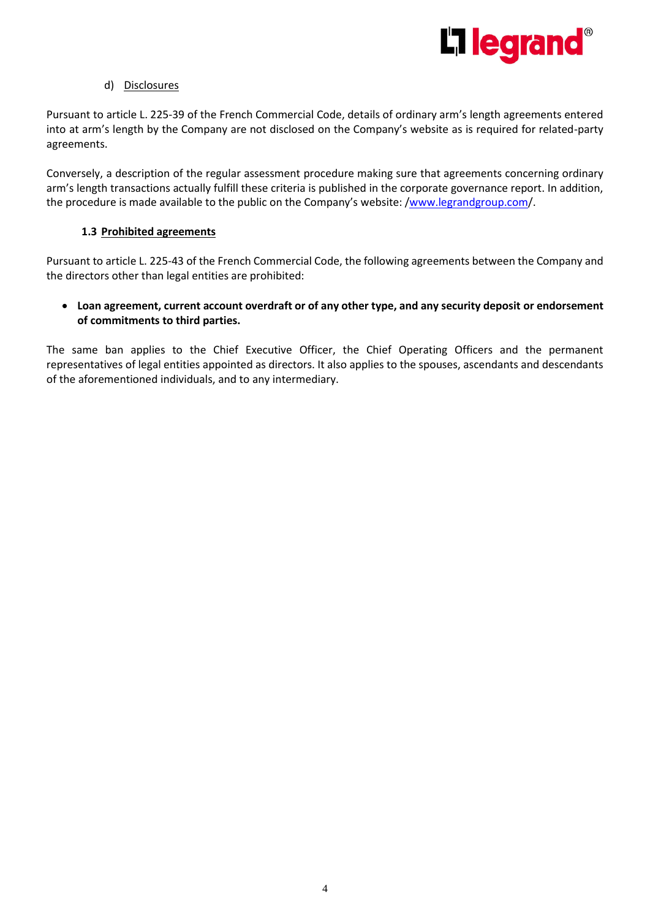d) Disclosures

Pursuant to article L. 225-39 of the French Commercial Code, details of ordinary arm's length agreements entered into at arm's length by the Company are not disclosed on the Company's website as is required for related-party agreements.

Conversely, a description of the regular assessment procedure making sure that agreements concerning ordinary arm's length transactions actually fulfill these criteria is published in the corporate governance report. In addition, the procedure is made available to the public on the Company's website: /www.legrandgroup.com/.

### 1.3 Prohibited agreements

Pursuant to article L. 225-43 of the French Commercial Code, the following agreements between the Company and the directors other than legal entities are prohibited:

- **Loan agreement, current account overdraft or of any other type, and any security deposit or endorsement of commitments to third parties.**

The same ban applies to the Chief Executive Officer, the Chief Operating Officers and the permanent representatives of legal entities appointed as directors. It also applies to the spouses, ascendants and descendants of the aforementioned individuals, and to any intermediary.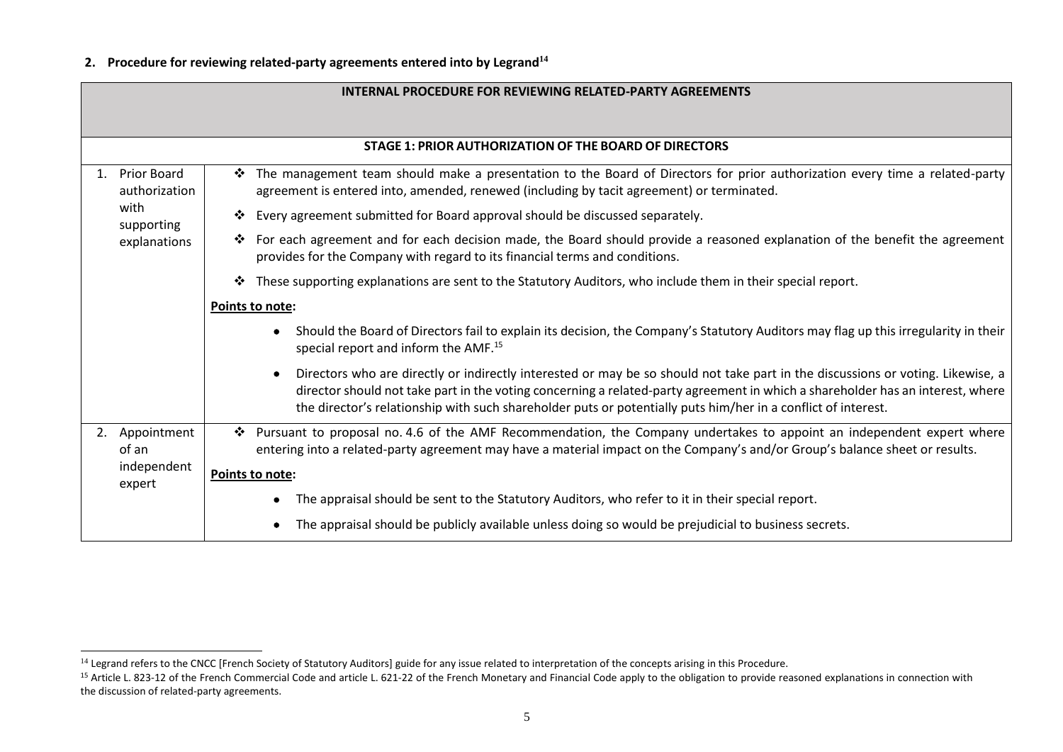**2. Procedure for reviewing related-party agreements entered into by Legrand[14]**

| INTERNAL PROCEDURE FOR REVIEWING RELATED-PARTY AGREEMENTS | |
|---|---|
| **STAGE 1: PRIOR AUTHORIZATION OF THE BOARD OF DIRECTORS** | |
| 1. Prior Board authorization with supporting explanations | ❖ The management team should make a presentation to the Board of Directors for prior authorization every time a related-party agreement is entered into, amended, renewed (including by tacit agreement) or terminated.<br>❖ Every agreement submitted for Board approval should be discussed separately.<br>❖ For each agreement and for each decision made, the Board should provide a reasoned explanation of the benefit the agreement provides for the Company with regard to its financial terms and conditions.<br>❖ These supporting explanations are sent to the Statutory Auditors, who include them in their special report.<br>**Points to note:**<br>• Should the Board of Directors fail to explain its decision, the Company's Statutory Auditors may flag up this irregularity in their special report and inform the AMF.[15]<br>• Directors who are directly or indirectly interested or may be so should not take part in the discussions or voting. Likewise, a director should not take part in the voting concerning a related-party agreement in which a shareholder has an interest, where the director's relationship with such shareholder puts or potentially puts him/her in a conflict of interest. |
| 2. Appointment of an independent expert | ❖ Pursuant to proposal no. 4.6 of the AMF Recommendation, the Company undertakes to appoint an independent expert where entering into a related-party agreement may have a material impact on the Company's and/or Group's balance sheet or results.<br>**Points to note:**<br>• The appraisal should be sent to the Statutory Auditors, who refer to it in their special report.<br>• The appraisal should be publicly available unless doing so would be prejudicial to business secrets. |

[14] Legrand refers to the CNCC [French Society of Statutory Auditors] guide for any issue related to interpretation of the concepts arising in this Procedure.

[15] Article L. 823-12 of the French Commercial Code and article L. 621-22 of the French Monetary and Financial Code apply to the obligation to provide reasoned explanations in connection with the discussion of related-party agreements.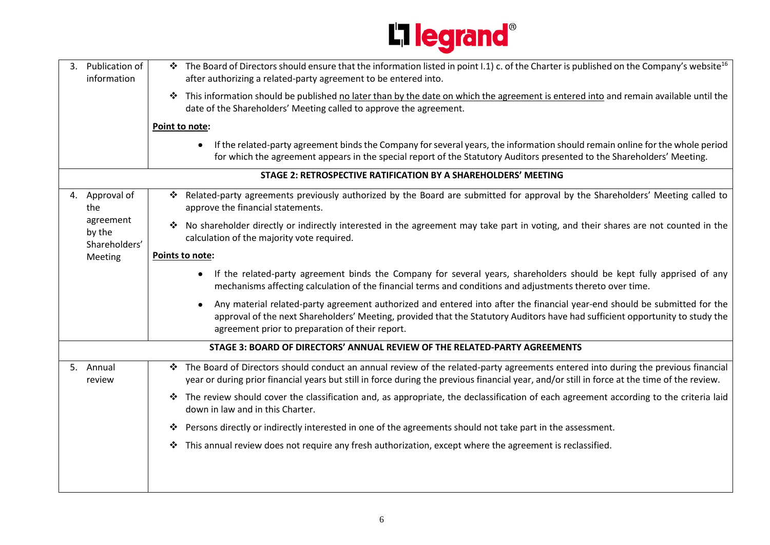| | |
|---|---|
| 3. Publication of information | ❖ The Board of Directors should ensure that the information listed in point I.1) c. of the Charter is published on the Company's website[16] after authorizing a related-party agreement to be entered into.<br>❖ This information should be published no later than by the date on which the agreement is entered into and remain available until the date of the Shareholders' Meeting called to approve the agreement.<br>**Point to note:**<br>• If the related-party agreement binds the Company for several years, the information should remain online for the whole period for which the agreement appears in the special report of the Statutory Auditors presented to the Shareholders' Meeting. |
| **STAGE 2: RETROSPECTIVE RATIFICATION BY A SHAREHOLDERS' MEETING** | |
| 4. Approval of the agreement by the Shareholders' Meeting | ❖ Related-party agreements previously authorized by the Board are submitted for approval by the Shareholders' Meeting called to approve the financial statements.<br>❖ No shareholder directly or indirectly interested in the agreement may take part in voting, and their shares are not counted in the calculation of the majority vote required.<br>**Points to note:**<br>• If the related-party agreement binds the Company for several years, shareholders should be kept fully apprised of any mechanisms affecting calculation of the financial terms and conditions and adjustments thereto over time.<br>• Any material related-party agreement authorized and entered into after the financial year-end should be submitted for the approval of the next Shareholders' Meeting, provided that the Statutory Auditors have had sufficient opportunity to study the agreement prior to preparation of their report. |
| **STAGE 3: BOARD OF DIRECTORS' ANNUAL REVIEW OF THE RELATED-PARTY AGREEMENTS** | |
| 5. Annual review | ❖ The Board of Directors should conduct an annual review of the related-party agreements entered into during the previous financial year or during prior financial years but still in force during the previous financial year, and/or still in force at the time of the review.<br>❖ The review should cover the classification and, as appropriate, the declassification of each agreement according to the criteria laid down in law and in this Charter.<br>❖ Persons directly or indirectly interested in one of the agreements should not take part in the assessment.<br>❖ This annual review does not require any fresh authorization, except where the agreement is reclassified. |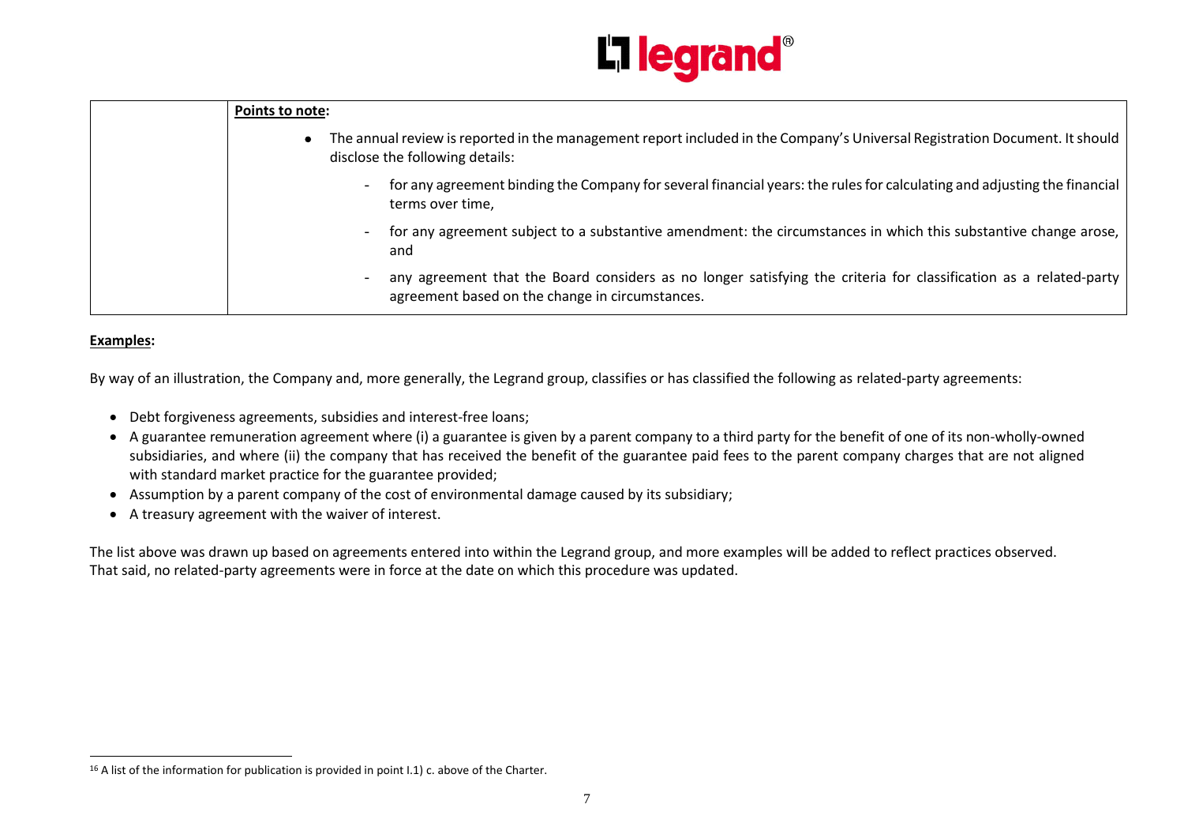| | **Points to note:**<br><br>• The annual review is reported in the management report included in the Company's Universal Registration Document. It should disclose the following details:<br>- for any agreement binding the Company for several financial years: the rules for calculating and adjusting the financial terms over time,<br>- for any agreement subject to a substantive amendment: the circumstances in which this substantive change arose, and<br>- any agreement that the Board considers as no longer satisfying the criteria for classification as a related-party agreement based on the change in circumstances. |
|---|---|

**Examples:**

By way of an illustration, the Company and, more generally, the Legrand group, classifies or has classified the following as related-party agreements:

- Debt forgiveness agreements, subsidies and interest-free loans;
- A guarantee remuneration agreement where (i) a guarantee is given by a parent company to a third party for the benefit of one of its non-wholly-owned subsidiaries, and where (ii) the company that has received the benefit of the guarantee paid fees to the parent company charges that are not aligned with standard market practice for the guarantee provided;
- Assumption by a parent company of the cost of environmental damage caused by its subsidiary;
- A treasury agreement with the waiver of interest.

The list above was drawn up based on agreements entered into within the Legrand group, and more examples will be added to reflect practices observed.
That said, no related-party agreements were in force at the date on which this procedure was updated.

[16] A list of the information for publication is provided in point I.1) c. above of the Charter.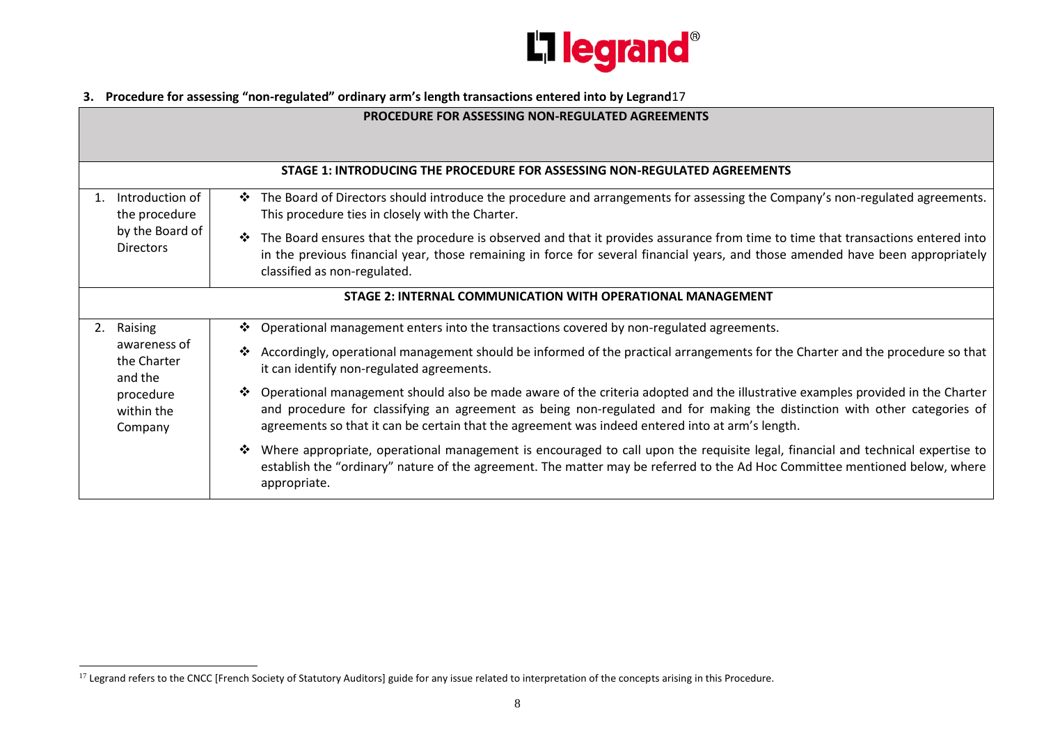### 3. Procedure for assessing "non-regulated" ordinary arm's length transactions entered into by Legrand[17]

| PROCEDURE FOR ASSESSING NON-REGULATED AGREEMENTS | |
|---|---|
| **STAGE 1: INTRODUCING THE PROCEDURE FOR ASSESSING NON-REGULATED AGREEMENTS** | |
| 1. Introduction of the procedure by the Board of Directors | ❖ The Board of Directors should introduce the procedure and arrangements for assessing the Company's non-regulated agreements. This procedure ties in closely with the Charter.<br>❖ The Board ensures that the procedure is observed and that it provides assurance from time to time that transactions entered into in the previous financial year, those remaining in force for several financial years, and those amended have been appropriately classified as non-regulated. |
| **STAGE 2: INTERNAL COMMUNICATION WITH OPERATIONAL MANAGEMENT** | |
| 2. Raising awareness of the Charter and the procedure within the Company | ❖ Operational management enters into the transactions covered by non-regulated agreements.<br>❖ Accordingly, operational management should be informed of the practical arrangements for the Charter and the procedure so that it can identify non-regulated agreements.<br>❖ Operational management should also be made aware of the criteria adopted and the illustrative examples provided in the Charter and procedure for classifying an agreement as being non-regulated and for making the distinction with other categories of agreements so that it can be certain that the agreement was indeed entered into at arm's length.<br>❖ Where appropriate, operational management is encouraged to call upon the requisite legal, financial and technical expertise to establish the "ordinary" nature of the agreement. The matter may be referred to the Ad Hoc Committee mentioned below, where appropriate. |

[17] Legrand refers to the CNCC [French Society of Statutory Auditors] guide for any issue related to interpretation of the concepts arising in this Procedure.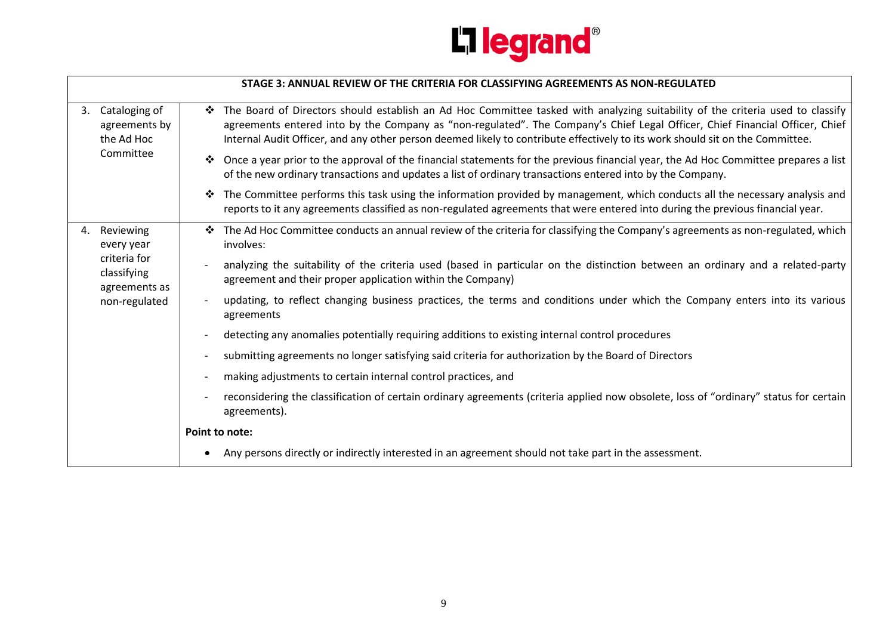| STAGE 3: ANNUAL REVIEW OF THE CRITERIA FOR CLASSIFYING AGREEMENTS AS NON-REGULATED | |
|---|---|
| 3. Cataloging of agreements by the Ad Hoc Committee | ❖ The Board of Directors should establish an Ad Hoc Committee tasked with analyzing suitability of the criteria used to classify agreements entered into by the Company as "non-regulated". The Company's Chief Legal Officer, Chief Financial Officer, Chief Internal Audit Officer, and any other person deemed likely to contribute effectively to its work should sit on the Committee.<br><br>❖ Once a year prior to the approval of the financial statements for the previous financial year, the Ad Hoc Committee prepares a list of the new ordinary transactions and updates a list of ordinary transactions entered into by the Company.<br><br>❖ The Committee performs this task using the information provided by management, which conducts all the necessary analysis and reports to it any agreements classified as non-regulated agreements that were entered into during the previous financial year. |
| 4. Reviewing every year criteria for classifying agreements as non-regulated | ❖ The Ad Hoc Committee conducts an annual review of the criteria for classifying the Company's agreements as non-regulated, which involves:<br><br>- analyzing the suitability of the criteria used (based in particular on the distinction between an ordinary and a related-party agreement and their proper application within the Company)<br><br>- updating, to reflect changing business practices, the terms and conditions under which the Company enters into its various agreements<br><br>- detecting any anomalies potentially requiring additions to existing internal control procedures<br><br>- submitting agreements no longer satisfying said criteria for authorization by the Board of Directors<br><br>- making adjustments to certain internal control practices, and<br><br>- reconsidering the classification of certain ordinary agreements (criteria applied now obsolete, loss of "ordinary" status for certain agreements).<br><br>**Point to note:**<br><br>• Any persons directly or indirectly interested in an agreement should not take part in the assessment. |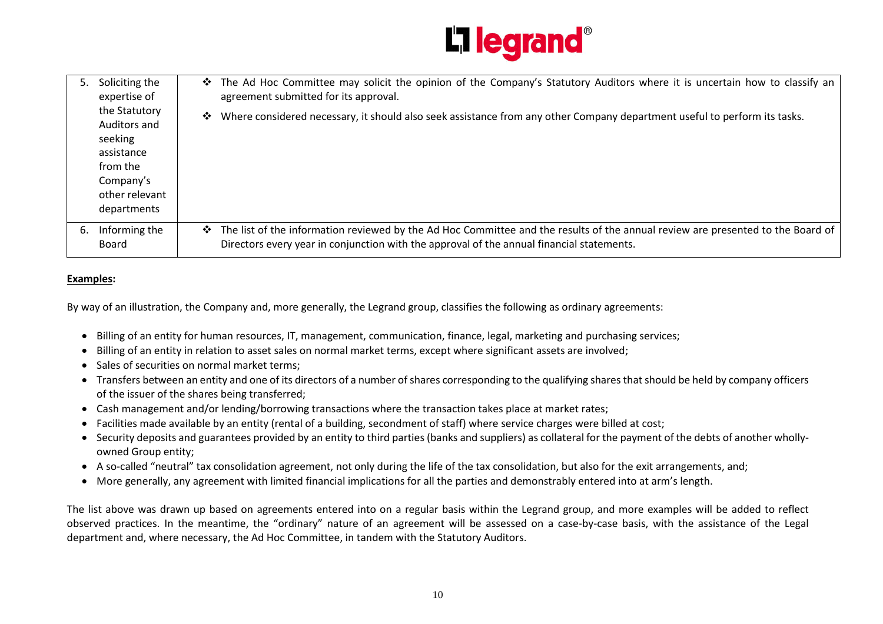| | |
|---|---|
| 5. Soliciting the expertise of the Statutory Auditors and seeking assistance from the Company's other relevant departments | ❖ The Ad Hoc Committee may solicit the opinion of the Company's Statutory Auditors where it is uncertain how to classify an agreement submitted for its approval.<br>❖ Where considered necessary, it should also seek assistance from any other Company department useful to perform its tasks. |
| 6. Informing the Board | ❖ The list of the information reviewed by the Ad Hoc Committee and the results of the annual review are presented to the Board of Directors every year in conjunction with the approval of the annual financial statements. |

**Examples:**

By way of an illustration, the Company and, more generally, the Legrand group, classifies the following as ordinary agreements:

- Billing of an entity for human resources, IT, management, communication, finance, legal, marketing and purchasing services;
- Billing of an entity in relation to asset sales on normal market terms, except where significant assets are involved;
- Sales of securities on normal market terms;
- Transfers between an entity and one of its directors of a number of shares corresponding to the qualifying shares that should be held by company officers of the issuer of the shares being transferred;
- Cash management and/or lending/borrowing transactions where the transaction takes place at market rates;
- Facilities made available by an entity (rental of a building, secondment of staff) where service charges were billed at cost;
- Security deposits and guarantees provided by an entity to third parties (banks and suppliers) as collateral for the payment of the debts of another wholly-owned Group entity;
- A so-called "neutral" tax consolidation agreement, not only during the life of the tax consolidation, but also for the exit arrangements, and;
- More generally, any agreement with limited financial implications for all the parties and demonstrably entered into at arm's length.

The list above was drawn up based on agreements entered into on a regular basis within the Legrand group, and more examples will be added to reflect observed practices. In the meantime, the "ordinary" nature of an agreement will be assessed on a case-by-case basis, with the assistance of the Legal department and, where necessary, the Ad Hoc Committee, in tandem with the Statutory Auditors.